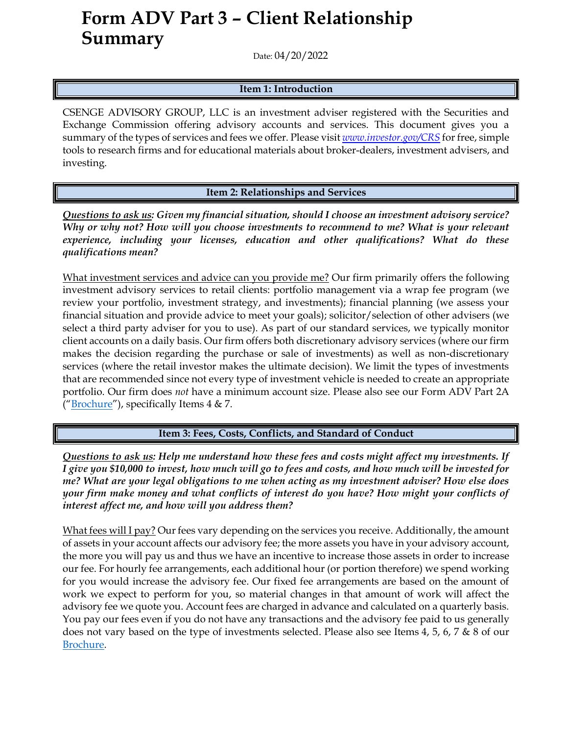# Form ADV Part 3 – Client Relationship Summary

Date: 04/20/2022

## Item 1: Introduction

CSENGE ADVISORY GROUP, LLC is an investment adviser registered with the Securities and Exchange Commission offering advisory accounts and services. This document gives you a summary of the types of services and fees we offer. Please visit *www.investor.gov/CRS* for free, simple tools to research firms and for educational materials about broker-dealers, investment advisers, and investing.

## Item 2: Relationships and Services

***Questions to ask us:* Given my financial situation, should I choose an investment advisory service? Why or why not? How will you choose investments to recommend to me? What is your relevant experience, including your licenses, education and other qualifications? What do these qualifications mean?**

What investment services and advice can you provide me? Our firm primarily offers the following investment advisory services to retail clients: portfolio management via a wrap fee program (we review your portfolio, investment strategy, and investments); financial planning (we assess your financial situation and provide advice to meet your goals); solicitor/selection of other advisers (we select a third party adviser for you to use). As part of our standard services, we typically monitor client accounts on a daily basis. Our firm offers both discretionary advisory services (where our firm makes the decision regarding the purchase or sale of investments) as well as non-discretionary services (where the retail investor makes the ultimate decision). We limit the types of investments that are recommended since not every type of investment vehicle is needed to create an appropriate portfolio. Our firm does *not* have a minimum account size. Please also see our Form ADV Part 2A ("Brochure"), specifically Items 4 & 7.

## Item 3: Fees, Costs, Conflicts, and Standard of Conduct

***Questions to ask us:* Help me understand how these fees and costs might affect my investments. If I give you $10,000 to invest, how much will go to fees and costs, and how much will be invested for me? What are your legal obligations to me when acting as my investment adviser? How else does your firm make money and what conflicts of interest do you have? How might your conflicts of interest affect me, and how will you address them?**

What fees will I pay? Our fees vary depending on the services you receive. Additionally, the amount of assets in your account affects our advisory fee; the more assets you have in your advisory account, the more you will pay us and thus we have an incentive to increase those assets in order to increase our fee. For hourly fee arrangements, each additional hour (or portion therefore) we spend working for you would increase the advisory fee. Our fixed fee arrangements are based on the amount of work we expect to perform for you, so material changes in that amount of work will affect the advisory fee we quote you. Account fees are charged in advance and calculated on a quarterly basis. You pay our fees even if you do not have any transactions and the advisory fee paid to us generally does not vary based on the type of investments selected. Please also see Items 4, 5, 6, 7 & 8 of our Brochure.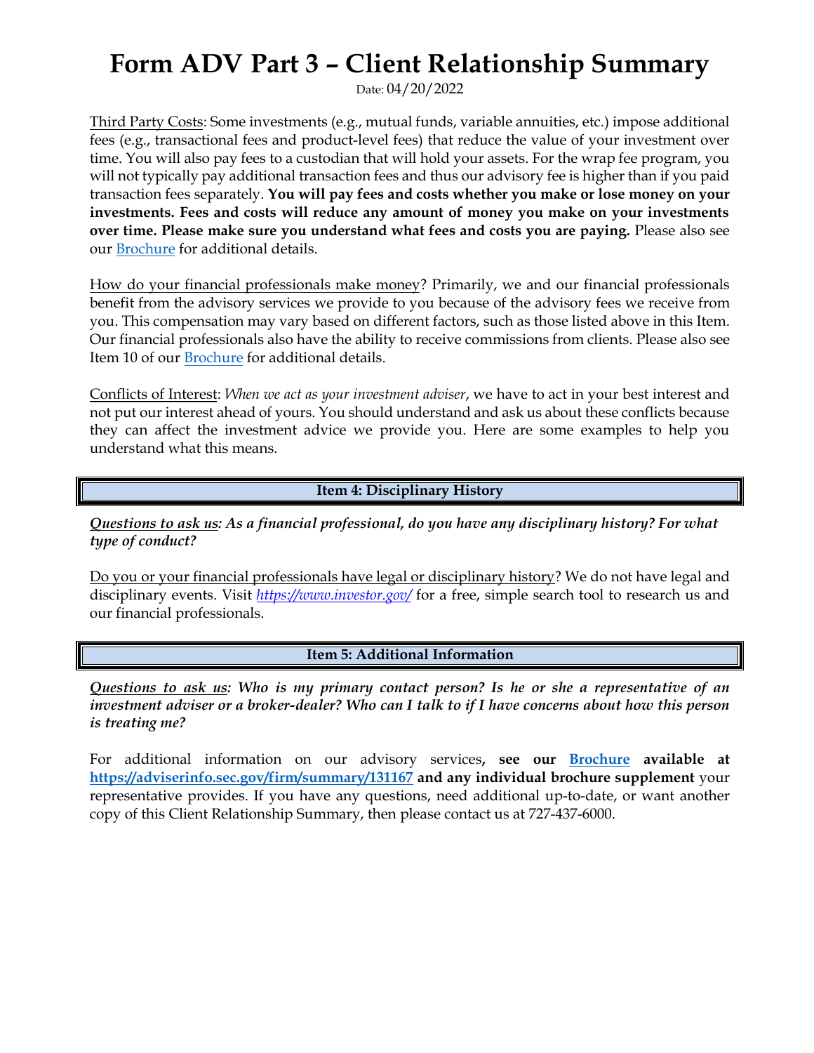# Form ADV Part 3 – Client Relationship Summary

Date: 04/20/2022

Third Party Costs: Some investments (e.g., mutual funds, variable annuities, etc.) impose additional fees (e.g., transactional fees and product-level fees) that reduce the value of your investment over time. You will also pay fees to a custodian that will hold your assets. For the wrap fee program, you will not typically pay additional transaction fees and thus our advisory fee is higher than if you paid transaction fees separately. **You will pay fees and costs whether you make or lose money on your investments. Fees and costs will reduce any amount of money you make on your investments over time. Please make sure you understand what fees and costs you are paying.** Please also see our Brochure for additional details.

How do your financial professionals make money? Primarily, we and our financial professionals benefit from the advisory services we provide to you because of the advisory fees we receive from you. This compensation may vary based on different factors, such as those listed above in this Item. Our financial professionals also have the ability to receive commissions from clients. Please also see Item 10 of our Brochure for additional details.

Conflicts of Interest: *When we act as your investment adviser*, we have to act in your best interest and not put our interest ahead of yours. You should understand and ask us about these conflicts because they can affect the investment advice we provide you. Here are some examples to help you understand what this means.

## Item 4: Disciplinary History

***Questions to ask us: As a financial professional, do you have any disciplinary history? For what type of conduct?***

Do you or your financial professionals have legal or disciplinary history? We do not have legal and disciplinary events. Visit *https://www.investor.gov/* for a free, simple search tool to research us and our financial professionals.

## Item 5: Additional Information

***Questions to ask us: Who is my primary contact person? Is he or she a representative of an investment adviser or a broker-dealer? Who can I talk to if I have concerns about how this person is treating me?***

For additional information on our advisory services**, see our Brochure available at https://adviserinfo.sec.gov/firm/summary/131167 and any individual brochure supplement** your representative provides. If you have any questions, need additional up-to-date, or want another copy of this Client Relationship Summary, then please contact us at 727-437-6000.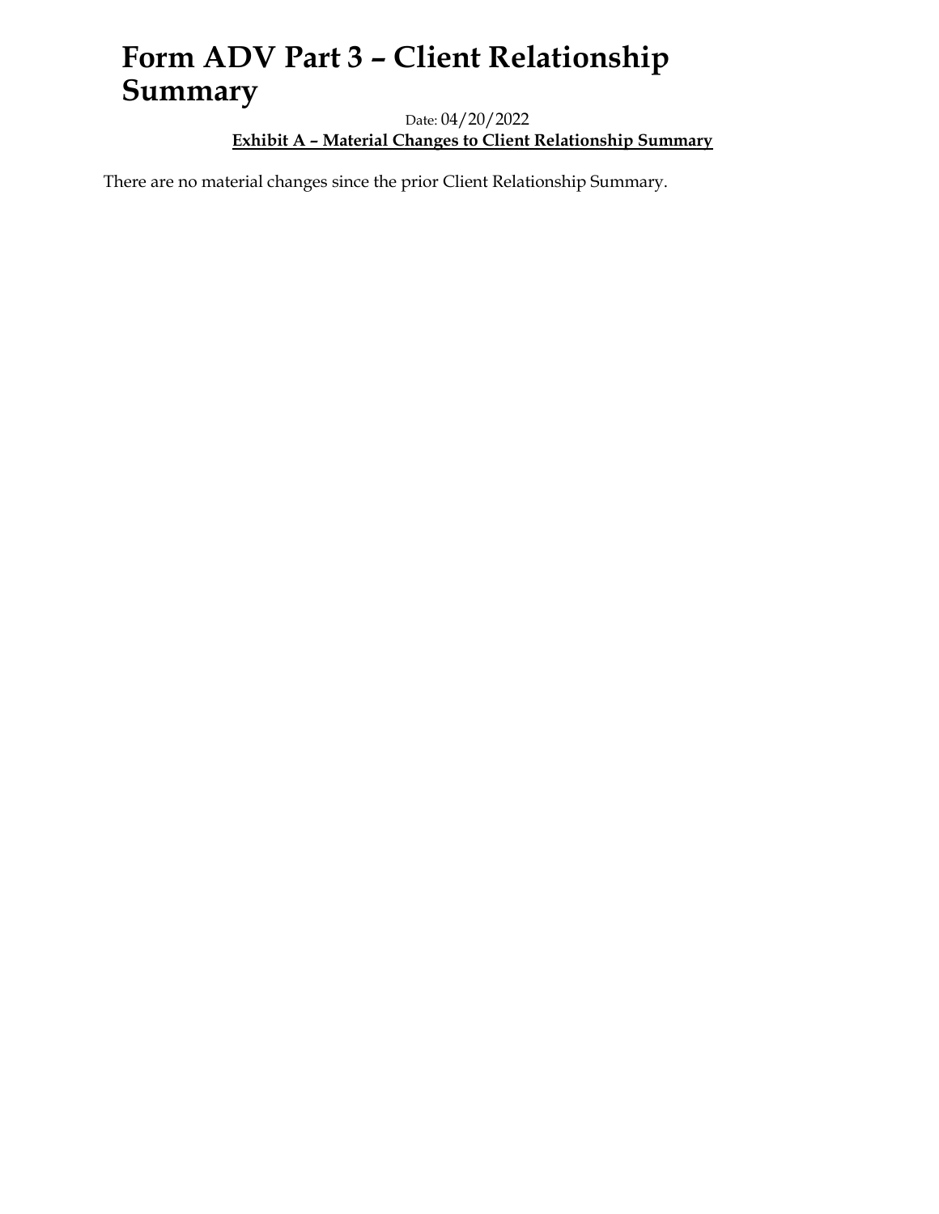# Form ADV Part 3 – Client Relationship Summary

Date: 04/20/2022

**Exhibit A – Material Changes to Client Relationship Summary**

There are no material changes since the prior Client Relationship Summary.